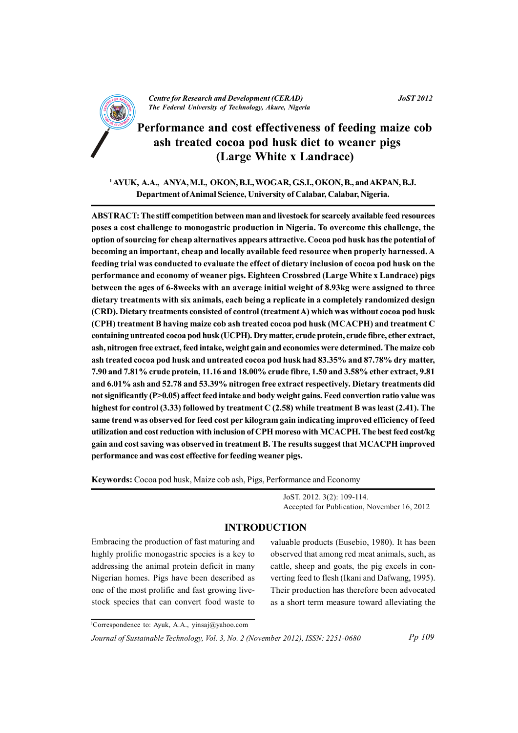# Performance and cost effectiveness of feeding maize cob ash treated cocoa pod husk diet to weaner pigs (Large White x Landrace)

[1] AYUK, A.A., ANYA, M.I., OKON, B.I., WOGAR, G.S.I., OKON, B., and AKPAN, B.J.
Department of Animal Science, University of Calabar, Calabar, Nigeria.

**ABSTRACT: The stiff competition between man and livestock for scarcely available feed resources poses a cost challenge to monogastric production in Nigeria. To overcome this challenge, the option of sourcing for cheap alternatives appears attractive. Cocoa pod husk has the potential of becoming an important, cheap and locally available feed resource when properly harnessed. A feeding trial was conducted to evaluate the effect of dietary inclusion of cocoa pod husk on the performance and economy of weaner pigs. Eighteen Crossbred (Large White x Landrace) pigs between the ages of 6-8weeks with an average initial weight of 8.93kg were assigned to three dietary treatments with six animals, each being a replicate in a completely randomized design (CRD). Dietary treatments consisted of control (treatment A) which was without cocoa pod husk (CPH) treatment B having maize cob ash treated cocoa pod husk (MCACPH) and treatment C containing untreated cocoa pod husk (UCPH). Dry matter, crude protein, crude fibre, ether extract, ash, nitrogen free extract, feed intake, weight gain and economics were determined. The maize cob ash treated cocoa pod husk and untreated cocoa pod husk had 83.35% and 87.78% dry matter, 7.90 and 7.81% crude protein, 11.16 and 18.00% crude fibre, 1.50 and 3.58% ether extract, 9.81 and 6.01% ash and 52.78 and 53.39% nitrogen free extract respectively. Dietary treatments did not significantly (P>0.05) affect feed intake and body weight gains. Feed convertion ratio value was highest for control (3.33) followed by treatment C (2.58) while treatment B was least (2.41). The same trend was observed for feed cost per kilogram gain indicating improved efficiency of feed utilization and cost reduction with inclusion of CPH moreso with MCACPH. The best feed cost/kg gain and cost saving was observed in treatment B. The results suggest that MCACPH improved performance and was cost effective for feeding weaner pigs.**

**Keywords:** Cocoa pod husk, Maize cob ash, Pigs, Performance and Economy

JoST. 2012. 3(2): 109-114.
Accepted for Publication, November 16, 2012

## INTRODUCTION

Embracing the production of fast maturing and highly prolific monogastric species is a key to addressing the animal protein deficit in many Nigerian homes. Pigs have been described as one of the most prolific and fast growing livestock species that can convert food waste to valuable products (Eusebio, 1980). It has been observed that among red meat animals, such, as cattle, sheep and goats, the pig excels in converting feed to flesh (Ikani and Dafwang, 1995). Their production has therefore been advocated as a short term measure toward alleviating the

[1]Correspondence to: Ayuk, A.A., yinsaj@yahoo.com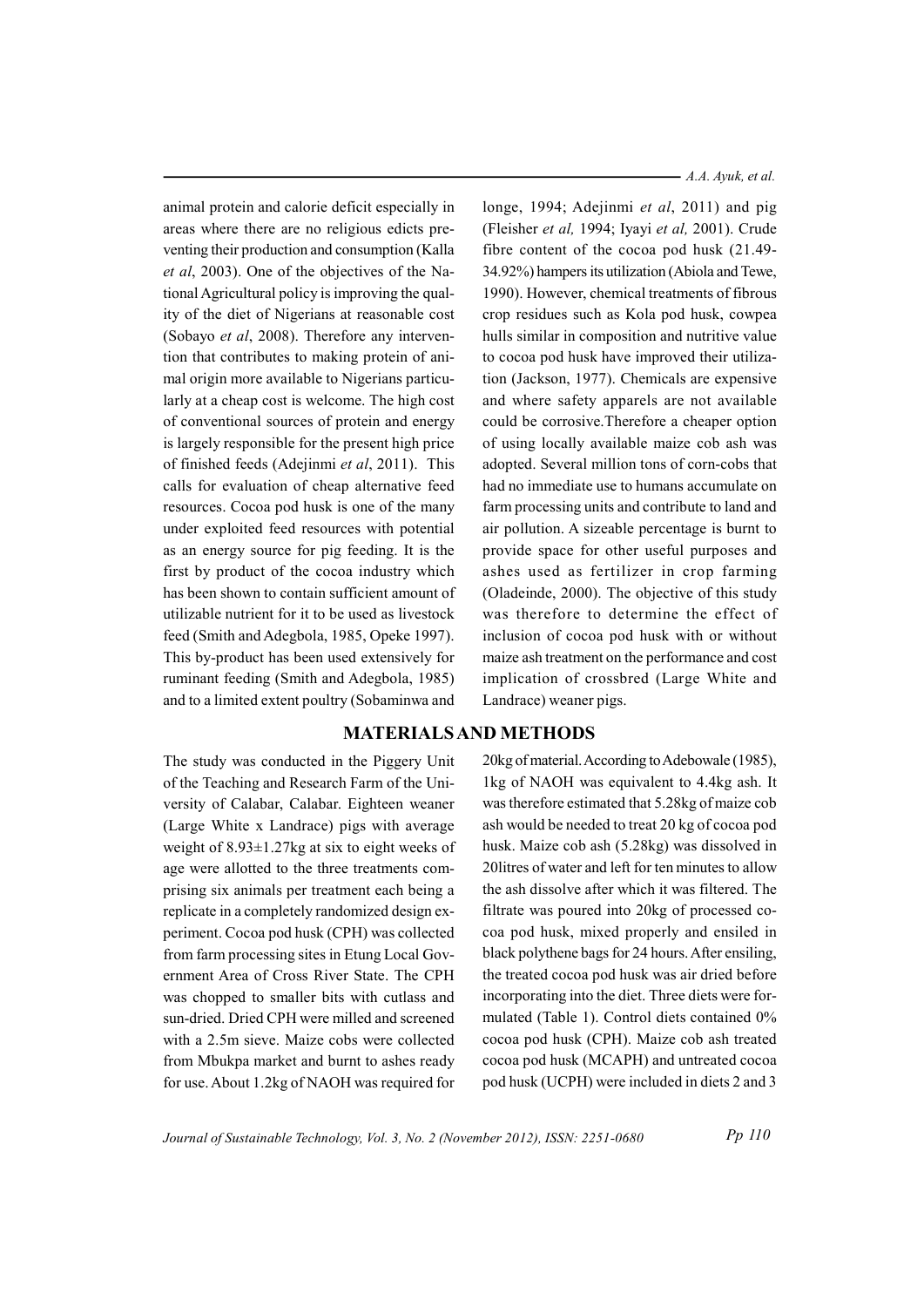animal protein and calorie deficit especially in areas where there are no religious edicts preventing their production and consumption (Kalla *et al*, 2003). One of the objectives of the National Agricultural policy is improving the quality of the diet of Nigerians at reasonable cost (Sobayo *et al*, 2008). Therefore any intervention that contributes to making protein of animal origin more available to Nigerians particularly at a cheap cost is welcome. The high cost of conventional sources of protein and energy is largely responsible for the present high price of finished feeds (Adejinmi *et al*, 2011). This calls for evaluation of cheap alternative feed resources. Cocoa pod husk is one of the many under exploited feed resources with potential as an energy source for pig feeding. It is the first by product of the cocoa industry which has been shown to contain sufficient amount of utilizable nutrient for it to be used as livestock feed (Smith and Adegbola, 1985, Opeke 1997). This by-product has been used extensively for ruminant feeding (Smith and Adegbola, 1985) and to a limited extent poultry (Sobaminwa and longe, 1994; Adejinmi *et al*, 2011) and pig (Fleisher *et al,* 1994; Iyayi *et al,* 2001). Crude fibre content of the cocoa pod husk (21.49-34.92%) hampers its utilization (Abiola and Tewe, 1990). However, chemical treatments of fibrous crop residues such as Kola pod husk, cowpea hulls similar in composition and nutritive value to cocoa pod husk have improved their utilization (Jackson, 1977). Chemicals are expensive and where safety apparels are not available could be corrosive.Therefore a cheaper option of using locally available maize cob ash was adopted. Several million tons of corn-cobs that had no immediate use to humans accumulate on farm processing units and contribute to land and air pollution. A sizeable percentage is burnt to provide space for other useful purposes and ashes used as fertilizer in crop farming (Oladeinde, 2000). The objective of this study was therefore to determine the effect of inclusion of cocoa pod husk with or without maize ash treatment on the performance and cost implication of crossbred (Large White and Landrace) weaner pigs.

## MATERIALS AND METHODS

The study was conducted in the Piggery Unit of the Teaching and Research Farm of the University of Calabar, Calabar. Eighteen weaner (Large White x Landrace) pigs with average weight of 8.93±1.27kg at six to eight weeks of age were allotted to the three treatments comprising six animals per treatment each being a replicate in a completely randomized design experiment. Cocoa pod husk (CPH) was collected from farm processing sites in Etung Local Government Area of Cross River State. The CPH was chopped to smaller bits with cutlass and sun-dried. Dried CPH were milled and screened with a 2.5m sieve. Maize cobs were collected from Mbukpa market and burnt to ashes ready for use. About 1.2kg of NAOH was required for 20kg of material. According to Adebowale (1985), 1kg of NAOH was equivalent to 4.4kg ash. It was therefore estimated that 5.28kg of maize cob ash would be needed to treat 20 kg of cocoa pod husk. Maize cob ash (5.28kg) was dissolved in 20litres of water and left for ten minutes to allow the ash dissolve after which it was filtered. The filtrate was poured into 20kg of processed cocoa pod husk, mixed properly and ensiled in black polythene bags for 24 hours. After ensiling, the treated cocoa pod husk was air dried before incorporating into the diet. Three diets were formulated (Table 1). Control diets contained 0% cocoa pod husk (CPH). Maize cob ash treated cocoa pod husk (MCAPH) and untreated cocoa pod husk (UCPH) were included in diets 2 and 3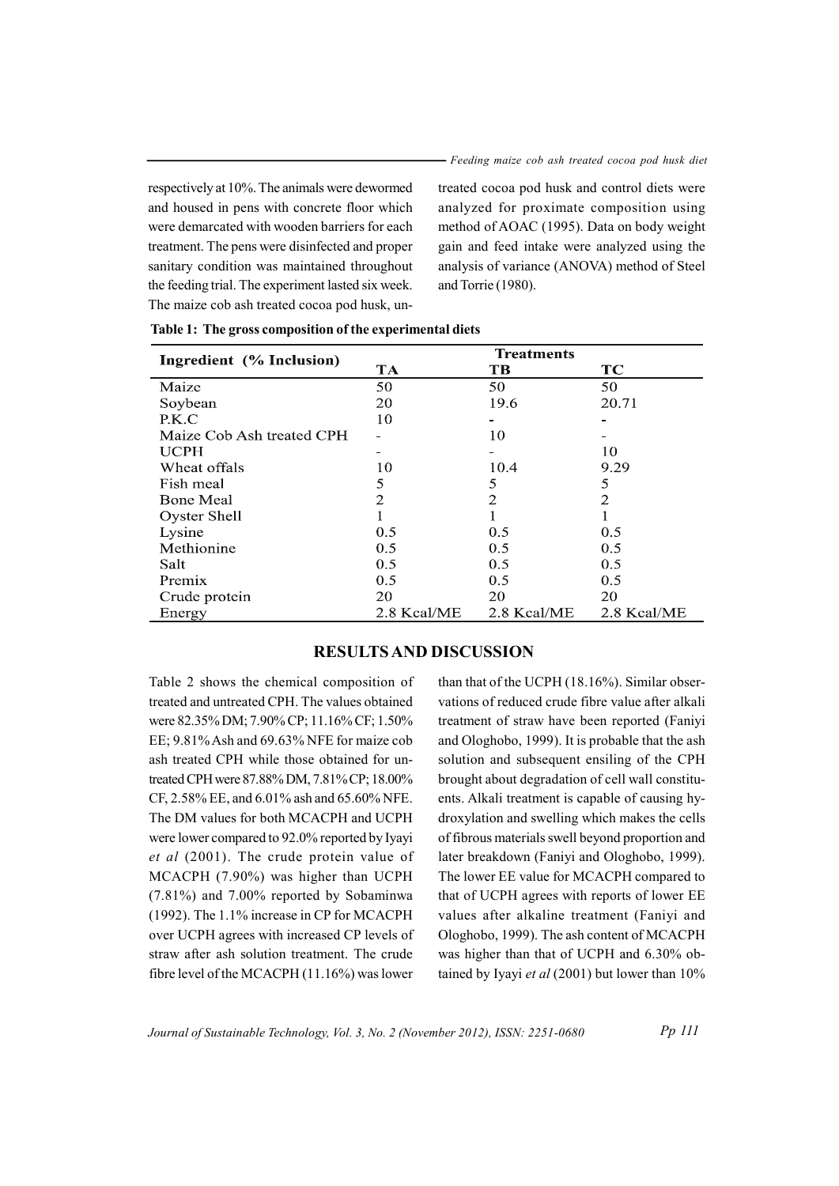respectively at 10%. The animals were dewormed and housed in pens with concrete floor which were demarcated with wooden barriers for each treatment. The pens were disinfected and proper sanitary condition was maintained throughout the feeding trial. The experiment lasted six week. The maize cob ash treated cocoa pod husk, untreated cocoa pod husk and control diets were analyzed for proximate composition using method of AOAC (1995). Data on body weight gain and feed intake were analyzed using the analysis of variance (ANOVA) method of Steel and Torrie (1980).

**Table 1: The gross composition of the experimental diets**

| Ingredient (% Inclusion) | Treatments | | |
|---|---|---|---|
| | TA | TB | TC |
| Maize | 50 | 50 | 50 |
| Soybean | 20 | 19.6 | 20.71 |
| P.K.C | 10 | - | - |
| Maize Cob Ash treated CPH | - | 10 | - |
| UCPH | - | - | 10 |
| Wheat offals | 10 | 10.4 | 9.29 |
| Fish meal | 5 | 5 | 5 |
| Bone Meal | 2 | 2 | 2 |
| Oyster Shell | 1 | 1 | 1 |
| Lysine | 0.5 | 0.5 | 0.5 |
| Methionine | 0.5 | 0.5 | 0.5 |
| Salt | 0.5 | 0.5 | 0.5 |
| Premix | 0.5 | 0.5 | 0.5 |
| Crude protein | 20 | 20 | 20 |
| Energy | 2.8 Kcal/ME | 2.8 Kcal/ME | 2.8 Kcal/ME |

## RESULTS AND DISCUSSION

Table 2 shows the chemical composition of treated and untreated CPH. The values obtained were 82.35% DM; 7.90% CP; 11.16% CF; 1.50% EE; 9.81% Ash and 69.63% NFE for maize cob ash treated CPH while those obtained for untreated CPH were 87.88% DM, 7.81% CP; 18.00% CF, 2.58% EE, and 6.01% ash and 65.60% NFE. The DM values for both MCACPH and UCPH were lower compared to 92.0% reported by Iyayi *et al* (2001). The crude protein value of MCACPH (7.90%) was higher than UCPH (7.81%) and 7.00% reported by Sobaminwa (1992). The 1.1% increase in CP for MCACPH over UCPH agrees with increased CP levels of straw after ash solution treatment. The crude fibre level of the MCACPH (11.16%) was lower than that of the UCPH (18.16%). Similar observations of reduced crude fibre value after alkali treatment of straw have been reported (Faniyi and Ologhobo, 1999). It is probable that the ash solution and subsequent ensiling of the CPH brought about degradation of cell wall constituents. Alkali treatment is capable of causing hydroxylation and swelling which makes the cells of fibrous materials swell beyond proportion and later breakdown (Faniyi and Ologhobo, 1999). The lower EE value for MCACPH compared to that of UCPH agrees with reports of lower EE values after alkaline treatment (Faniyi and Ologhobo, 1999). The ash content of MCACPH was higher than that of UCPH and 6.30% obtained by Iyayi *et al* (2001) but lower than 10%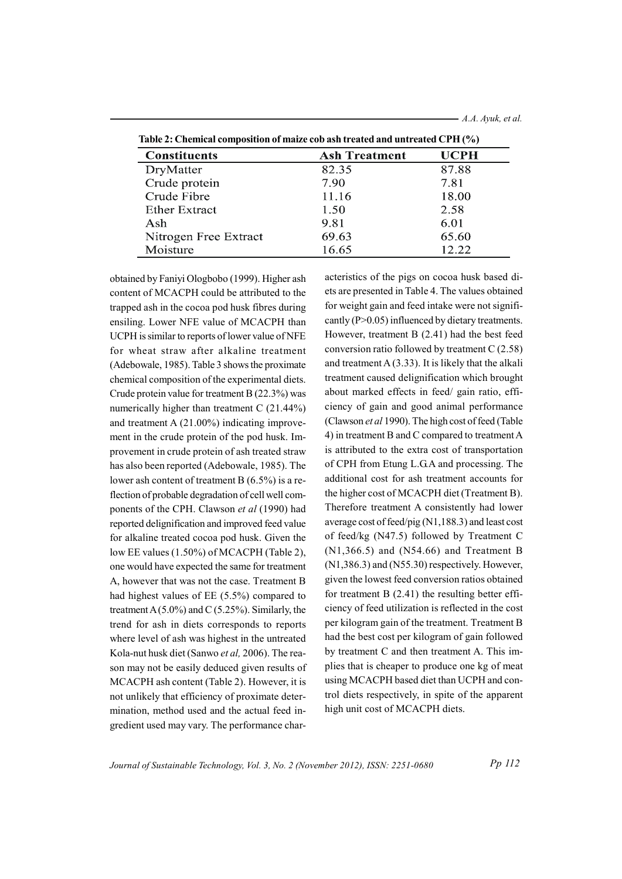**Table 2: Chemical composition of maize cob ash treated and untreated CPH (%)**

| Constituents | Ash Treatment | UCPH |
|---|---|---|
| DryMatter | 82.35 | 87.88 |
| Crude protein | 7.90 | 7.81 |
| Crude Fibre | 11.16 | 18.00 |
| Ether Extract | 1.50 | 2.58 |
| Ash | 9.81 | 6.01 |
| Nitrogen Free Extract | 69.63 | 65.60 |
| Moisture | 16.65 | 12.22 |

obtained by Faniyi Ologbobo (1999). Higher ash content of MCACPH could be attributed to the trapped ash in the cocoa pod husk fibres during ensiling. Lower NFE value of MCACPH than UCPH is similar to reports of lower value of NFE for wheat straw after alkaline treatment (Adebowale, 1985). Table 3 shows the proximate chemical composition of the experimental diets. Crude protein value for treatment B (22.3%) was numerically higher than treatment C (21.44%) and treatment A (21.00%) indicating improvement in the crude protein of the pod husk. Improvement in crude protein of ash treated straw has also been reported (Adebowale, 1985). The lower ash content of treatment B (6.5%) is a reflection of probable degradation of cell well components of the CPH. Clawson *et al* (1990) had reported delignification and improved feed value for alkaline treated cocoa pod husk. Given the low EE values (1.50%) of MCACPH (Table 2), one would have expected the same for treatment A, however that was not the case. Treatment B had highest values of EE (5.5%) compared to treatment A (5.0%) and C (5.25%). Similarly, the trend for ash in diets corresponds to reports where level of ash was highest in the untreated Kola-nut husk diet (Sanwo *et al,* 2006). The reason may not be easily deduced given results of MCACPH ash content (Table 2). However, it is not unlikely that efficiency of proximate determination, method used and the actual feed ingredient used may vary. The performance characteristics of the pigs on cocoa husk based diets are presented in Table 4. The values obtained for weight gain and feed intake were not significantly ($P>0.05$) influenced by dietary treatments. However, treatment B (2.41) had the best feed conversion ratio followed by treatment C (2.58) and treatment A (3.33). It is likely that the alkali treatment caused delignification which brought about marked effects in feed/ gain ratio, efficiency of gain and good animal performance (Clawson *et al* 1990). The high cost of feed (Table 4) in treatment B and C compared to treatment A is attributed to the extra cost of transportation of CPH from Etung L.G.A and processing. The additional cost for ash treatment accounts for the higher cost of MCACPH diet (Treatment B). Therefore treatment A consistently had lower average cost of feed/pig (N1,188.3) and least cost of feed/kg (N47.5) followed by Treatment C (N1,366.5) and (N54.66) and Treatment B (N1,386.3) and (N55.30) respectively. However, given the lowest feed conversion ratios obtained for treatment B (2.41) the resulting better efficiency of feed utilization is reflected in the cost per kilogram gain of the treatment. Treatment B had the best cost per kilogram of gain followed by treatment C and then treatment A. This implies that is cheaper to produce one kg of meat using MCACPH based diet than UCPH and control diets respectively, in spite of the apparent high unit cost of MCACPH diets.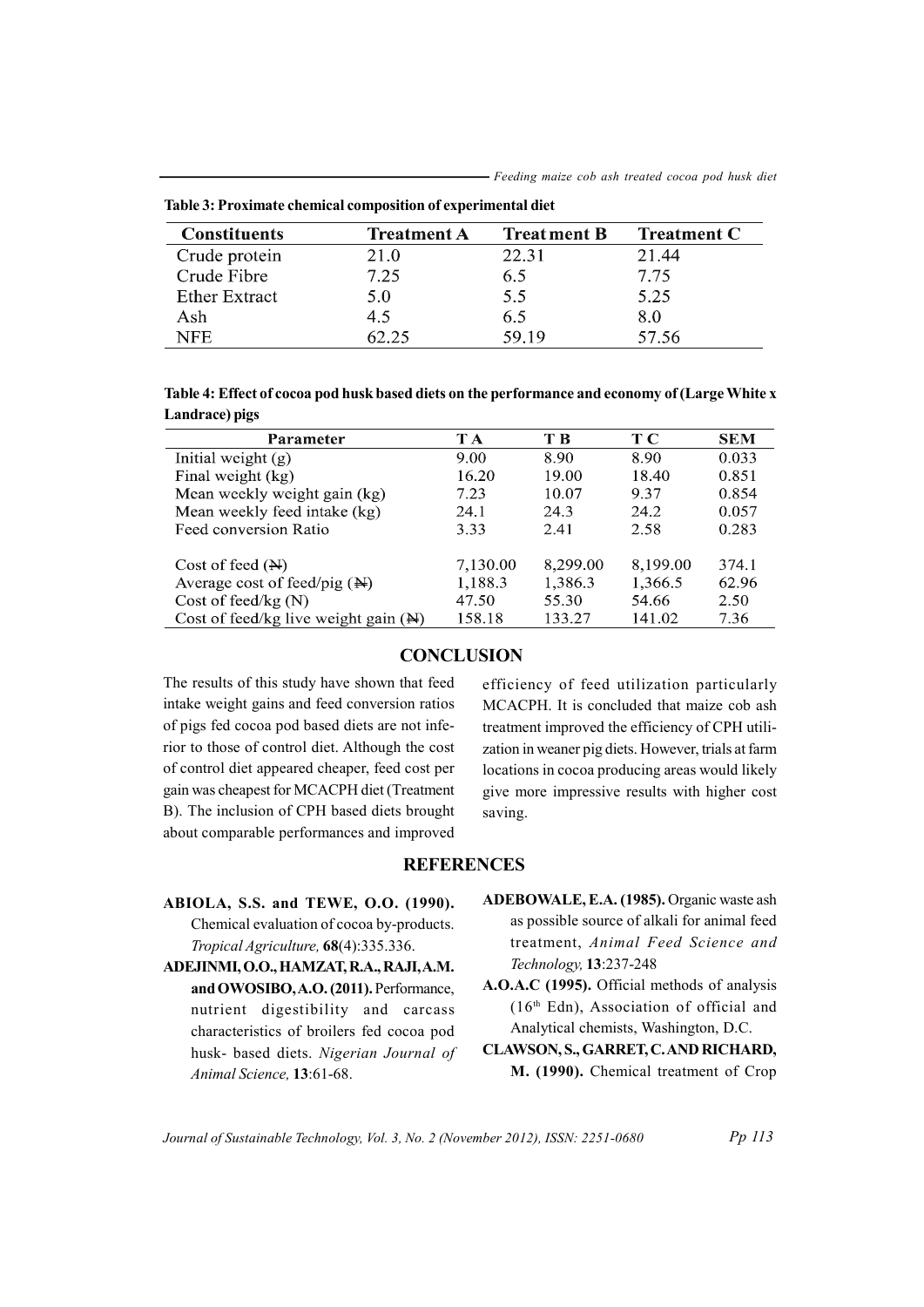**Table 3: Proximate chemical composition of experimental diet**

| Constituents | Treatment A | Treatment B | Treatment C |
|---|---|---|---|
| Crude protein | 21.0 | 22.31 | 21.44 |
| Crude Fibre | 7.25 | 6.5 | 7.75 |
| Ether Extract | 5.0 | 5.5 | 5.25 |
| Ash | 4.5 | 6.5 | 8.0 |
| NFE | 62.25 | 59.19 | 57.56 |

**Table 4: Effect of cocoa pod husk based diets on the performance and economy of (Large White x Landrace) pigs**

| Parameter | T A | T B | T C | SEM |
|---|---|---|---|---|
| Initial weight (g) | 9.00 | 8.90 | 8.90 | 0.033 |
| Final weight (kg) | 16.20 | 19.00 | 18.40 | 0.851 |
| Mean weekly weight gain (kg) | 7.23 | 10.07 | 9.37 | 0.854 |
| Mean weekly feed intake (kg) | 24.1 | 24.3 | 24.2 | 0.057 |
| Feed conversion Ratio | 3.33 | 2.41 | 2.58 | 0.283 |
| Cost of feed (₦) | 7,130.00 | 8,299.00 | 8,199.00 | 374.1 |
| Average cost of feed/pig (₦) | 1,188.3 | 1,386.3 | 1,366.5 | 62.96 |
| Cost of feed/kg (N) | 47.50 | 55.30 | 54.66 | 2.50 |
| Cost of feed/kg live weight gain (₦) | 158.18 | 133.27 | 141.02 | 7.36 |

## CONCLUSION

The results of this study have shown that feed intake weight gains and feed conversion ratios of pigs fed cocoa pod based diets are not inferior to those of control diet. Although the cost of control diet appeared cheaper, feed cost per gain was cheapest for MCACPH diet (Treatment B). The inclusion of CPH based diets brought about comparable performances and improved efficiency of feed utilization particularly MCACPH. It is concluded that maize cob ash treatment improved the efficiency of CPH utilization in weaner pig diets. However, trials at farm locations in cocoa producing areas would likely give more impressive results with higher cost saving.

## REFERENCES

**ABIOLA, S.S. and TEWE, O.O. (1990).** Chemical evaluation of cocoa by-products. *Tropical Agriculture,* **68**(4):335.336.

**ADEJINMI, O.O., HAMZAT, R.A., RAJI, A.M. and OWOSIBO, A.O. (2011).** Performance, nutrient digestibility and carcass characteristics of broilers fed cocoa pod husk- based diets. *Nigerian Journal of Animal Science,* **13**:61-68.

**ADEBOWALE, E.A. (1985).** Organic waste ash as possible source of alkali for animal feed treatment, *Animal Feed Science and Technology,* **13**:237-248

**A.O.A.C (1995).** Official methods of analysis (16th Edn), Association of official and Analytical chemists, Washington, D.C.

**CLAWSON, S., GARRET, C. AND RICHARD, M. (1990).** Chemical treatment of Crop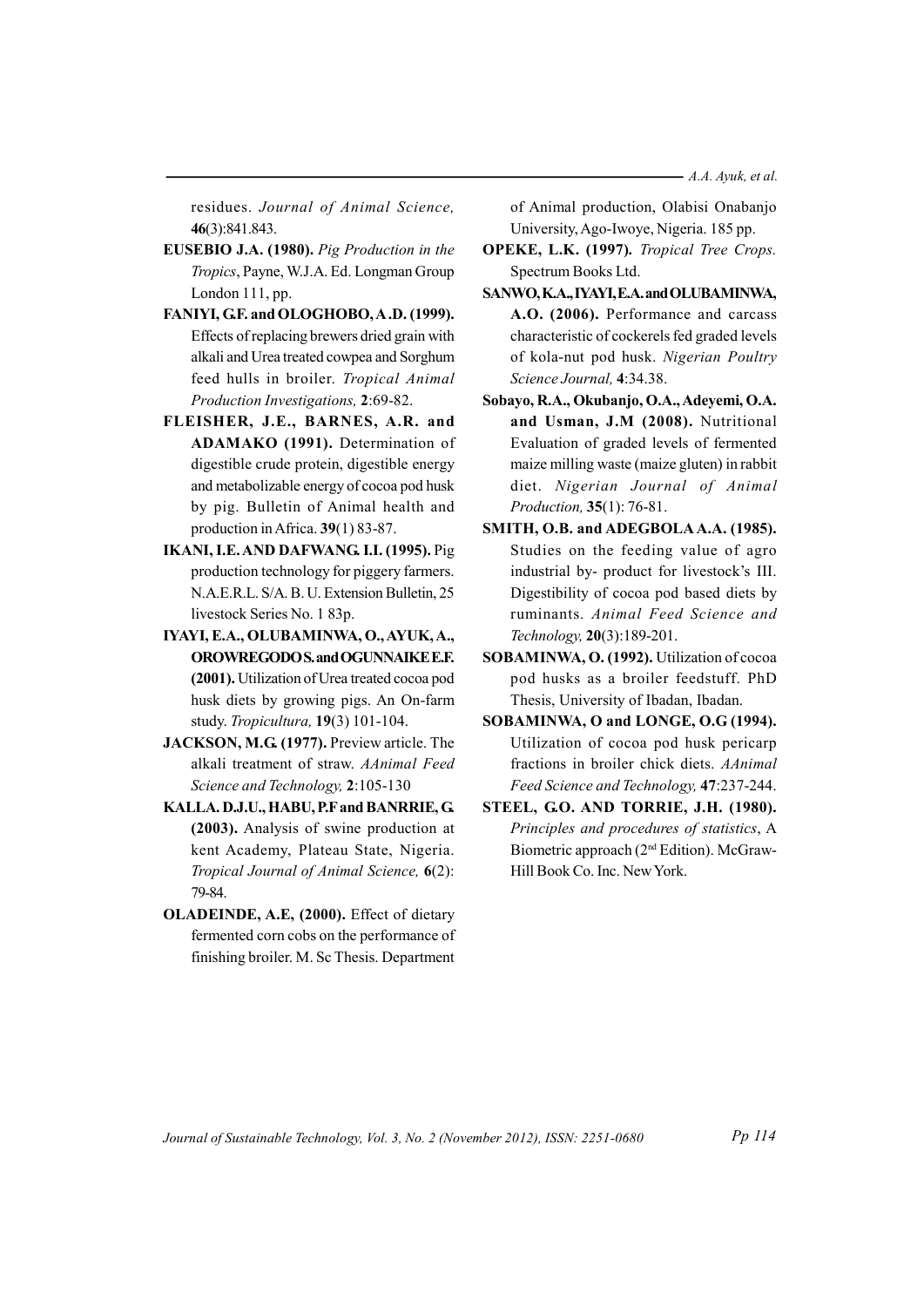residues. *Journal of Animal Science,* **46**(3):841.843.

**EUSEBIO J.A. (1980).** *Pig Production in the Tropics*, Payne, W.J.A. Ed. Longman Group London 111, pp.

**FANIYI, G.F. and OLOGHOBO, A.D. (1999).** Effects of replacing brewers dried grain with alkali and Urea treated cowpea and Sorghum feed hulls in broiler. *Tropical Animal Production Investigations,* **2**:69-82.

**FLEISHER, J.E., BARNES, A.R. and ADAMAKO (1991).** Determination of digestible crude protein, digestible energy and metabolizable energy of cocoa pod husk by pig. Bulletin of Animal health and production in Africa. **39**(1) 83-87.

**IKANI, I.E. AND DAFWANG. I.I. (1995).** Pig production technology for piggery farmers. N.A.E.R.L. S/A. B. U. Extension Bulletin, 25 livestock Series No. 1 83p.

**IYAYI, E.A., OLUBAMINWA, O., AYUK, A., OROWREGODO S. and OGUNNAIKE E.F. (2001).** Utilization of Urea treated cocoa pod husk diets by growing pigs. An On-farm study. *Tropicultura,* **19**(3) 101-104.

**JACKSON, M.G. (1977).** Preview article. The alkali treatment of straw. *AAnimal Feed Science and Technology,* **2**:105-130

**KALLA. D.J.U., HABU, P.F and BANRRIE, G. (2003).** Analysis of swine production at kent Academy, Plateau State, Nigeria. *Tropical Journal of Animal Science,* **6**(2): 79-84.

**OLADEINDE, A.E, (2000).** Effect of dietary fermented corn cobs on the performance of finishing broiler. M. Sc Thesis. Department of Animal production, Olabisi Onabanjo University, Ago-Iwoye, Nigeria. 185 pp.

**OPEKE, L.K. (1997).** *Tropical Tree Crops.* Spectrum Books Ltd.

**SANWO, K.A., IYAYI, E.A. and OLUBAMINWA, A.O. (2006).** Performance and carcass characteristic of cockerels fed graded levels of kola-nut pod husk. *Nigerian Poultry Science Journal,* **4**:34.38.

**Sobayo, R.A., Okubanjo, O.A., Adeyemi, O.A. and Usman, J.M (2008).** Nutritional Evaluation of graded levels of fermented maize milling waste (maize gluten) in rabbit diet. *Nigerian Journal of Animal Production,* **35**(1): 76-81.

**SMITH, O.B. and ADEGBOLA A.A. (1985).** Studies on the feeding value of agro industrial by- product for livestock's III. Digestibility of cocoa pod based diets by ruminants. *Animal Feed Science and Technology,* **20**(3):189-201.

**SOBAMINWA, O. (1992).** Utilization of cocoa pod husks as a broiler feedstuff. PhD Thesis, University of Ibadan, Ibadan.

**SOBAMINWA, O and LONGE, O.G (1994).** Utilization of cocoa pod husk pericarp fractions in broiler chick diets. *AAnimal Feed Science and Technology,* **47**:237-244.

**STEEL, G.O. AND TORRIE, J.H. (1980).** *Principles and procedures of statistics*, A Biometric approach (2nd Edition). McGraw-Hill Book Co. Inc. New York.